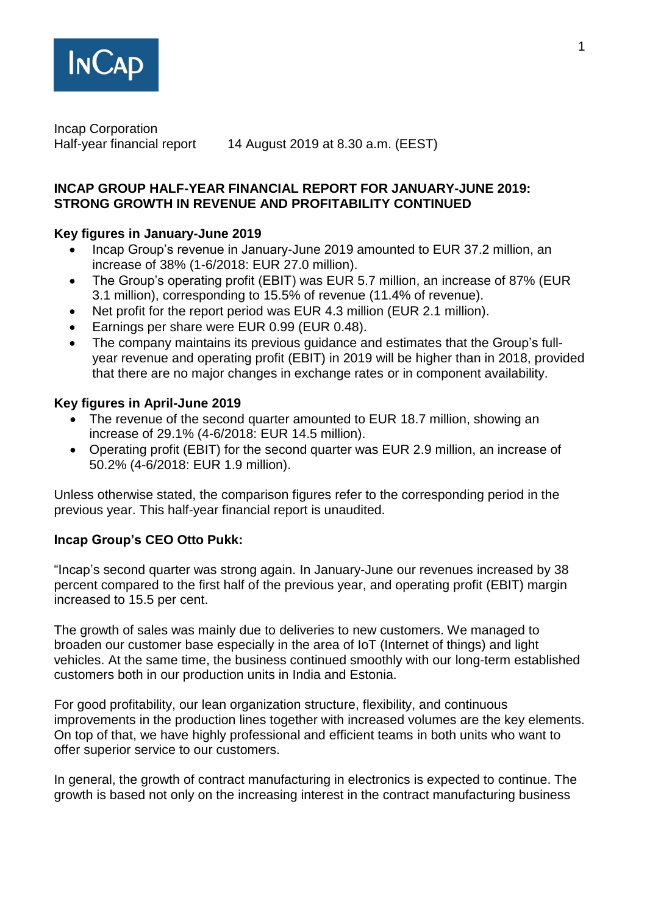Incap Corporation
Half-year financial report 14 August 2019 at 8.30 a.m. (EEST)

# INCAP GROUP HALF-YEAR FINANCIAL REPORT FOR JANUARY-JUNE 2019: STRONG GROWTH IN REVENUE AND PROFITABILITY CONTINUED

## Key figures in January-June 2019

- Incap Group's revenue in January-June 2019 amounted to EUR 37.2 million, an increase of 38% (1-6/2018: EUR 27.0 million).
- The Group's operating profit (EBIT) was EUR 5.7 million, an increase of 87% (EUR 3.1 million), corresponding to 15.5% of revenue (11.4% of revenue).
- Net profit for the report period was EUR 4.3 million (EUR 2.1 million).
- Earnings per share were EUR 0.99 (EUR 0.48).
- The company maintains its previous guidance and estimates that the Group's full-year revenue and operating profit (EBIT) in 2019 will be higher than in 2018, provided that there are no major changes in exchange rates or in component availability.

## Key figures in April-June 2019

- The revenue of the second quarter amounted to EUR 18.7 million, showing an increase of 29.1% (4-6/2018: EUR 14.5 million).
- Operating profit (EBIT) for the second quarter was EUR 2.9 million, an increase of 50.2% (4-6/2018: EUR 1.9 million).

Unless otherwise stated, the comparison figures refer to the corresponding period in the previous year. This half-year financial report is unaudited.

## Incap Group's CEO Otto Pukk:

"Incap's second quarter was strong again. In January-June our revenues increased by 38 percent compared to the first half of the previous year, and operating profit (EBIT) margin increased to 15.5 per cent.

The growth of sales was mainly due to deliveries to new customers. We managed to broaden our customer base especially in the area of IoT (Internet of things) and light vehicles. At the same time, the business continued smoothly with our long-term established customers both in our production units in India and Estonia.

For good profitability, our lean organization structure, flexibility, and continuous improvements in the production lines together with increased volumes are the key elements. On top of that, we have highly professional and efficient teams in both units who want to offer superior service to our customers.

In general, the growth of contract manufacturing in electronics is expected to continue. The growth is based not only on the increasing interest in the contract manufacturing business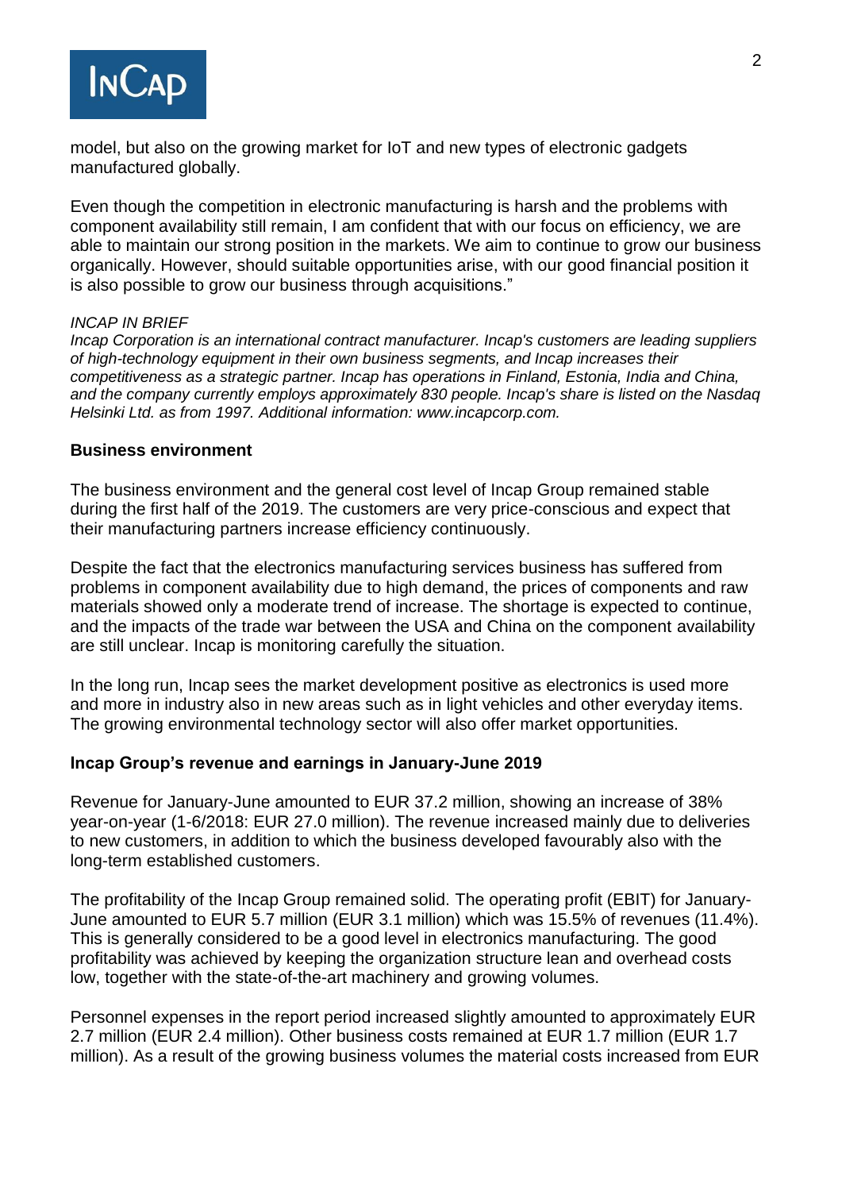model, but also on the growing market for IoT and new types of electronic gadgets manufactured globally.

Even though the competition in electronic manufacturing is harsh and the problems with component availability still remain, I am confident that with our focus on efficiency, we are able to maintain our strong position in the markets. We aim to continue to grow our business organically. However, should suitable opportunities arise, with our good financial position it is also possible to grow our business through acquisitions."

*INCAP IN BRIEF*

*Incap Corporation is an international contract manufacturer. Incap's customers are leading suppliers of high-technology equipment in their own business segments, and Incap increases their competitiveness as a strategic partner. Incap has operations in Finland, Estonia, India and China, and the company currently employs approximately 830 people. Incap's share is listed on the Nasdaq Helsinki Ltd. as from 1997. Additional information: www.incapcorp.com.*

## Business environment

The business environment and the general cost level of Incap Group remained stable during the first half of the 2019. The customers are very price-conscious and expect that their manufacturing partners increase efficiency continuously.

Despite the fact that the electronics manufacturing services business has suffered from problems in component availability due to high demand, the prices of components and raw materials showed only a moderate trend of increase. The shortage is expected to continue, and the impacts of the trade war between the USA and China on the component availability are still unclear. Incap is monitoring carefully the situation.

In the long run, Incap sees the market development positive as electronics is used more and more in industry also in new areas such as in light vehicles and other everyday items. The growing environmental technology sector will also offer market opportunities.

## Incap Group's revenue and earnings in January-June 2019

Revenue for January-June amounted to EUR 37.2 million, showing an increase of 38% year-on-year (1-6/2018: EUR 27.0 million). The revenue increased mainly due to deliveries to new customers, in addition to which the business developed favourably also with the long-term established customers.

The profitability of the Incap Group remained solid. The operating profit (EBIT) for January-June amounted to EUR 5.7 million (EUR 3.1 million) which was 15.5% of revenues (11.4%). This is generally considered to be a good level in electronics manufacturing. The good profitability was achieved by keeping the organization structure lean and overhead costs low, together with the state-of-the-art machinery and growing volumes.

Personnel expenses in the report period increased slightly amounted to approximately EUR 2.7 million (EUR 2.4 million). Other business costs remained at EUR 1.7 million (EUR 1.7 million). As a result of the growing business volumes the material costs increased from EUR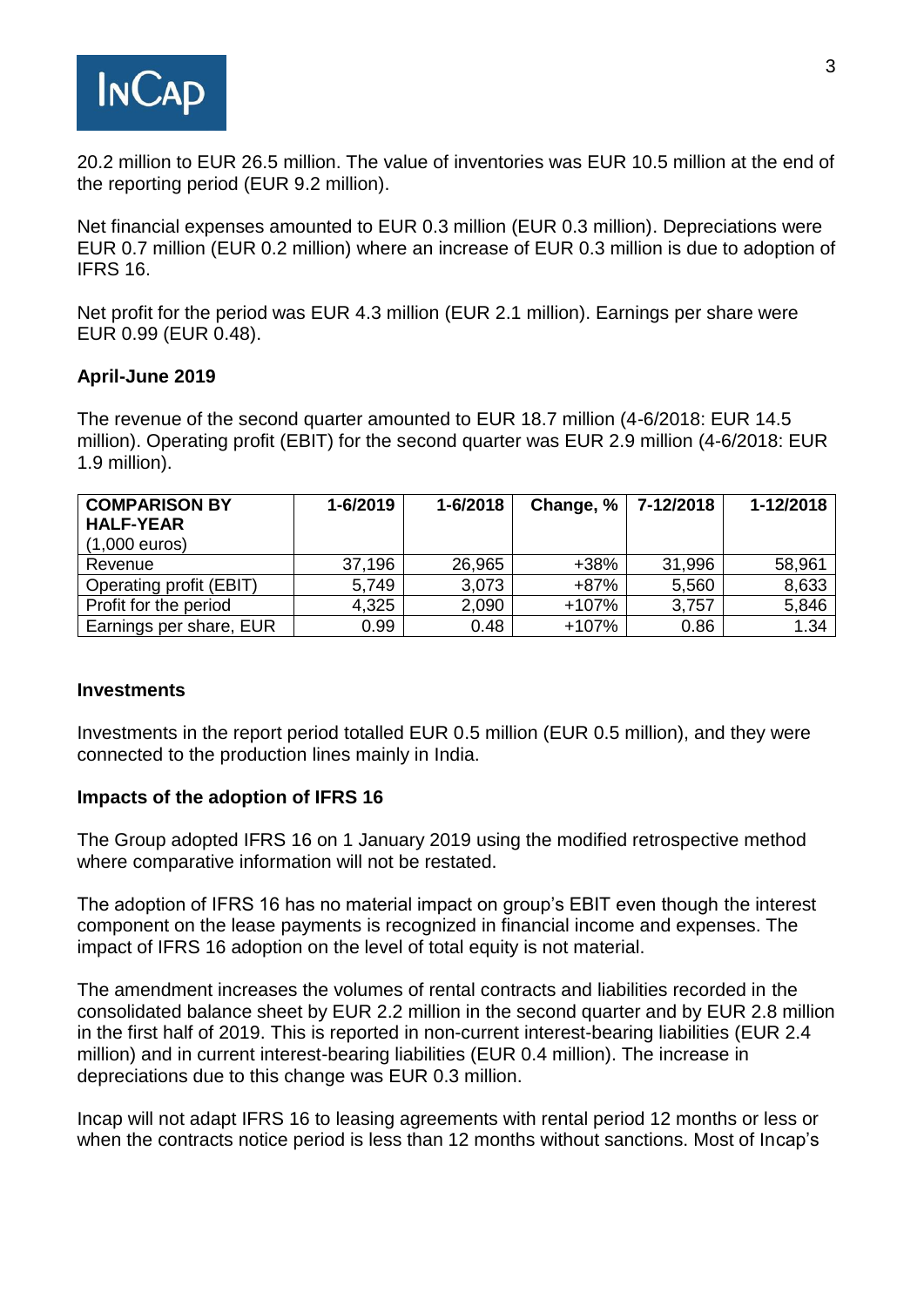20.2 million to EUR 26.5 million. The value of inventories was EUR 10.5 million at the end of the reporting period (EUR 9.2 million).

Net financial expenses amounted to EUR 0.3 million (EUR 0.3 million). Depreciations were EUR 0.7 million (EUR 0.2 million) where an increase of EUR 0.3 million is due to adoption of IFRS 16.

Net profit for the period was EUR 4.3 million (EUR 2.1 million). Earnings per share were EUR 0.99 (EUR 0.48).

**April-June 2019**

The revenue of the second quarter amounted to EUR 18.7 million (4-6/2018: EUR 14.5 million). Operating profit (EBIT) for the second quarter was EUR 2.9 million (4-6/2018: EUR 1.9 million).

| **COMPARISON BY HALF-YEAR** (1,000 euros) | **1-6/2019** | **1-6/2018** | **Change, %** | **7-12/2018** | **1-12/2018** |
|---|---|---|---|---|---|
| Revenue | 37,196 | 26,965 | +38% | 31,996 | 58,961 |
| Operating profit (EBIT) | 5,749 | 3,073 | +87% | 5,560 | 8,633 |
| Profit for the period | 4,325 | 2,090 | +107% | 3,757 | 5,846 |
| Earnings per share, EUR | 0.99 | 0.48 | +107% | 0.86 | 1.34 |

**Investments**

Investments in the report period totalled EUR 0.5 million (EUR 0.5 million), and they were connected to the production lines mainly in India.

**Impacts of the adoption of IFRS 16**

The Group adopted IFRS 16 on 1 January 2019 using the modified retrospective method where comparative information will not be restated.

The adoption of IFRS 16 has no material impact on group's EBIT even though the interest component on the lease payments is recognized in financial income and expenses. The impact of IFRS 16 adoption on the level of total equity is not material.

The amendment increases the volumes of rental contracts and liabilities recorded in the consolidated balance sheet by EUR 2.2 million in the second quarter and by EUR 2.8 million in the first half of 2019. This is reported in non-current interest-bearing liabilities (EUR 2.4 million) and in current interest-bearing liabilities (EUR 0.4 million). The increase in depreciations due to this change was EUR 0.3 million.

Incap will not adapt IFRS 16 to leasing agreements with rental period 12 months or less or when the contracts notice period is less than 12 months without sanctions. Most of Incap's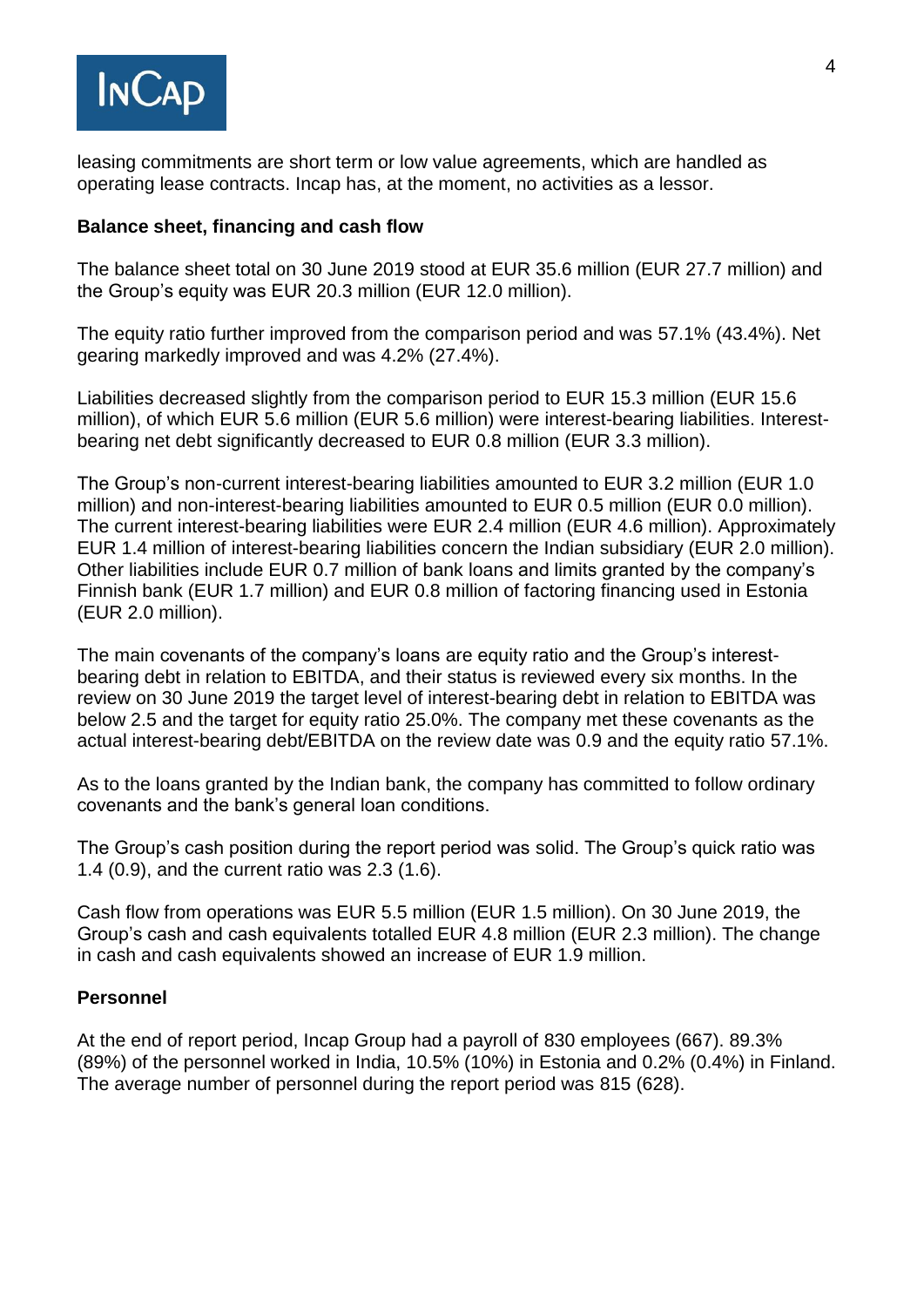leasing commitments are short term or low value agreements, which are handled as operating lease contracts. Incap has, at the moment, no activities as a lessor.

**Balance sheet, financing and cash flow**

The balance sheet total on 30 June 2019 stood at EUR 35.6 million (EUR 27.7 million) and the Group's equity was EUR 20.3 million (EUR 12.0 million).

The equity ratio further improved from the comparison period and was 57.1% (43.4%). Net gearing markedly improved and was 4.2% (27.4%).

Liabilities decreased slightly from the comparison period to EUR 15.3 million (EUR 15.6 million), of which EUR 5.6 million (EUR 5.6 million) were interest-bearing liabilities. Interest-bearing net debt significantly decreased to EUR 0.8 million (EUR 3.3 million).

The Group's non-current interest-bearing liabilities amounted to EUR 3.2 million (EUR 1.0 million) and non-interest-bearing liabilities amounted to EUR 0.5 million (EUR 0.0 million). The current interest-bearing liabilities were EUR 2.4 million (EUR 4.6 million). Approximately EUR 1.4 million of interest-bearing liabilities concern the Indian subsidiary (EUR 2.0 million). Other liabilities include EUR 0.7 million of bank loans and limits granted by the company's Finnish bank (EUR 1.7 million) and EUR 0.8 million of factoring financing used in Estonia (EUR 2.0 million).

The main covenants of the company's loans are equity ratio and the Group's interest-bearing debt in relation to EBITDA, and their status is reviewed every six months. In the review on 30 June 2019 the target level of interest-bearing debt in relation to EBITDA was below 2.5 and the target for equity ratio 25.0%. The company met these covenants as the actual interest-bearing debt/EBITDA on the review date was 0.9 and the equity ratio 57.1%.

As to the loans granted by the Indian bank, the company has committed to follow ordinary covenants and the bank's general loan conditions.

The Group's cash position during the report period was solid. The Group's quick ratio was 1.4 (0.9), and the current ratio was 2.3 (1.6).

Cash flow from operations was EUR 5.5 million (EUR 1.5 million). On 30 June 2019, the Group's cash and cash equivalents totalled EUR 4.8 million (EUR 2.3 million). The change in cash and cash equivalents showed an increase of EUR 1.9 million.

**Personnel**

At the end of report period, Incap Group had a payroll of 830 employees (667). 89.3% (89%) of the personnel worked in India, 10.5% (10%) in Estonia and 0.2% (0.4%) in Finland. The average number of personnel during the report period was 815 (628).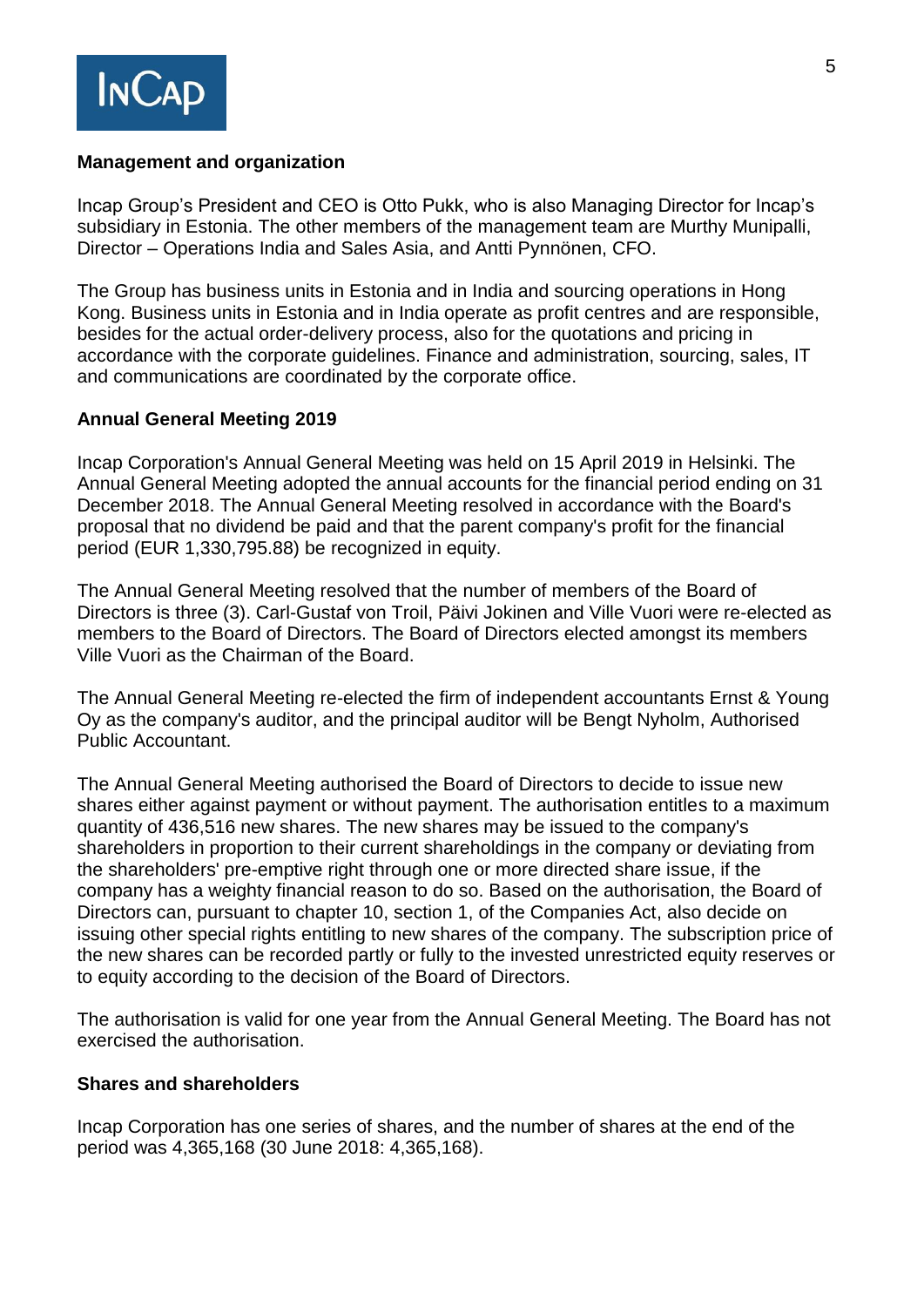## Management and organization

Incap Group's President and CEO is Otto Pukk, who is also Managing Director for Incap's subsidiary in Estonia. The other members of the management team are Murthy Munipalli, Director – Operations India and Sales Asia, and Antti Pynnönen, CFO.

The Group has business units in Estonia and in India and sourcing operations in Hong Kong. Business units in Estonia and in India operate as profit centres and are responsible, besides for the actual order-delivery process, also for the quotations and pricing in accordance with the corporate guidelines. Finance and administration, sourcing, sales, IT and communications are coordinated by the corporate office.

## Annual General Meeting 2019

Incap Corporation's Annual General Meeting was held on 15 April 2019 in Helsinki. The Annual General Meeting adopted the annual accounts for the financial period ending on 31 December 2018. The Annual General Meeting resolved in accordance with the Board's proposal that no dividend be paid and that the parent company's profit for the financial period (EUR 1,330,795.88) be recognized in equity.

The Annual General Meeting resolved that the number of members of the Board of Directors is three (3). Carl-Gustaf von Troil, Päivi Jokinen and Ville Vuori were re-elected as members to the Board of Directors. The Board of Directors elected amongst its members Ville Vuori as the Chairman of the Board.

The Annual General Meeting re-elected the firm of independent accountants Ernst & Young Oy as the company's auditor, and the principal auditor will be Bengt Nyholm, Authorised Public Accountant.

The Annual General Meeting authorised the Board of Directors to decide to issue new shares either against payment or without payment. The authorisation entitles to a maximum quantity of 436,516 new shares. The new shares may be issued to the company's shareholders in proportion to their current shareholdings in the company or deviating from the shareholders' pre-emptive right through one or more directed share issue, if the company has a weighty financial reason to do so. Based on the authorisation, the Board of Directors can, pursuant to chapter 10, section 1, of the Companies Act, also decide on issuing other special rights entitling to new shares of the company. The subscription price of the new shares can be recorded partly or fully to the invested unrestricted equity reserves or to equity according to the decision of the Board of Directors.

The authorisation is valid for one year from the Annual General Meeting. The Board has not exercised the authorisation.

## Shares and shareholders

Incap Corporation has one series of shares, and the number of shares at the end of the period was 4,365,168 (30 June 2018: 4,365,168).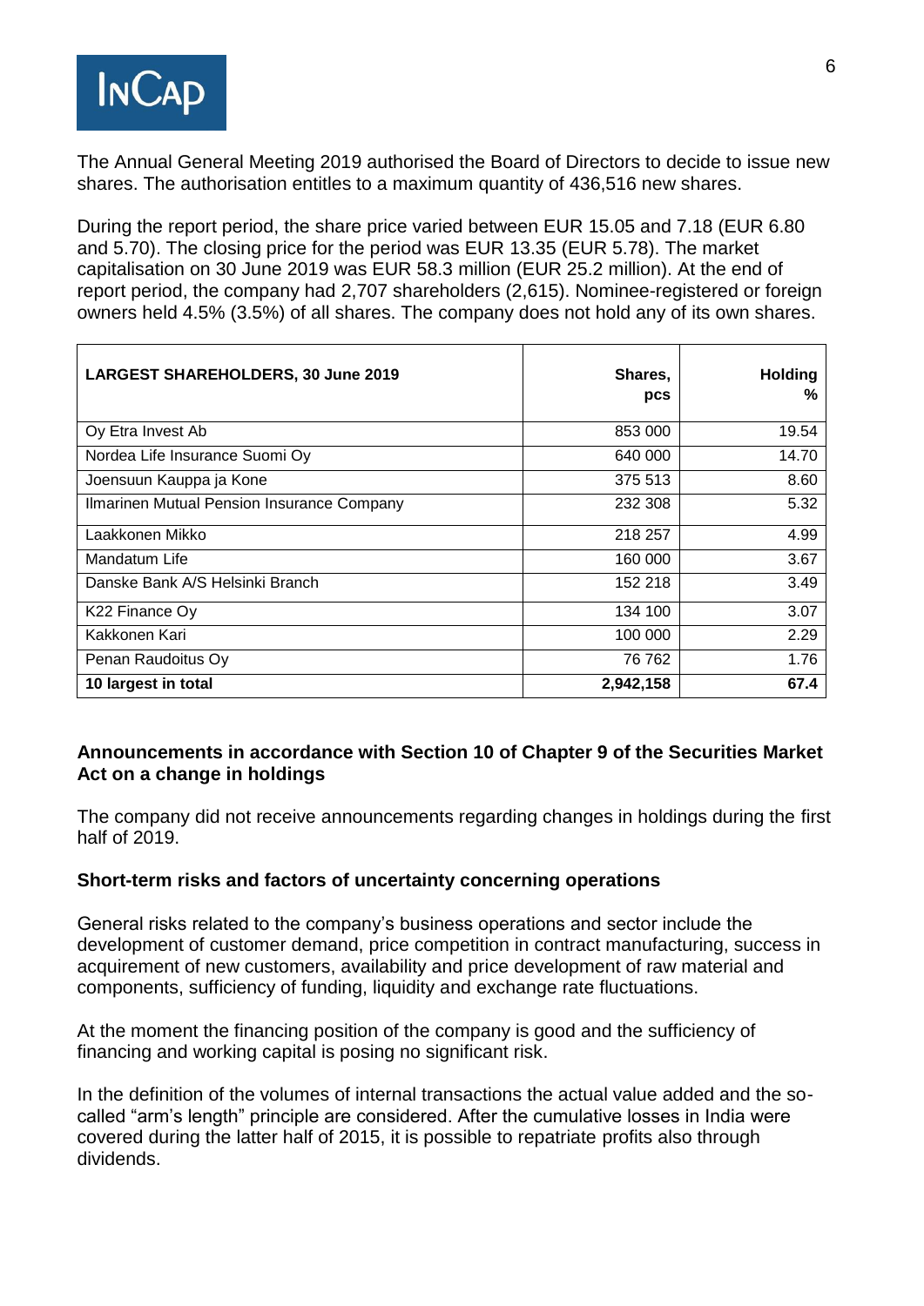The Annual General Meeting 2019 authorised the Board of Directors to decide to issue new shares. The authorisation entitles to a maximum quantity of 436,516 new shares.

During the report period, the share price varied between EUR 15.05 and 7.18 (EUR 6.80 and 5.70). The closing price for the period was EUR 13.35 (EUR 5.78). The market capitalisation on 30 June 2019 was EUR 58.3 million (EUR 25.2 million). At the end of report period, the company had 2,707 shareholders (2,615). Nominee-registered or foreign owners held 4.5% (3.5%) of all shares. The company does not hold any of its own shares.

| LARGEST SHAREHOLDERS, 30 June 2019 | Shares, pcs | Holding % |
|---|---|---|
| Oy Etra Invest Ab | 853 000 | 19.54 |
| Nordea Life Insurance Suomi Oy | 640 000 | 14.70 |
| Joensuun Kauppa ja Kone | 375 513 | 8.60 |
| Ilmarinen Mutual Pension Insurance Company | 232 308 | 5.32 |
| Laakkonen Mikko | 218 257 | 4.99 |
| Mandatum Life | 160 000 | 3.67 |
| Danske Bank A/S Helsinki Branch | 152 218 | 3.49 |
| K22 Finance Oy | 134 100 | 3.07 |
| Kakkonen Kari | 100 000 | 2.29 |
| Penan Raudoitus Oy | 76 762 | 1.76 |
| **10 largest in total** | **2,942,158** | **67.4** |

### Announcements in accordance with Section 10 of Chapter 9 of the Securities Market Act on a change in holdings

The company did not receive announcements regarding changes in holdings during the first half of 2019.

### Short-term risks and factors of uncertainty concerning operations

General risks related to the company's business operations and sector include the development of customer demand, price competition in contract manufacturing, success in acquirement of new customers, availability and price development of raw material and components, sufficiency of funding, liquidity and exchange rate fluctuations.

At the moment the financing position of the company is good and the sufficiency of financing and working capital is posing no significant risk.

In the definition of the volumes of internal transactions the actual value added and the so-called "arm's length" principle are considered. After the cumulative losses in India were covered during the latter half of 2015, it is possible to repatriate profits also through dividends.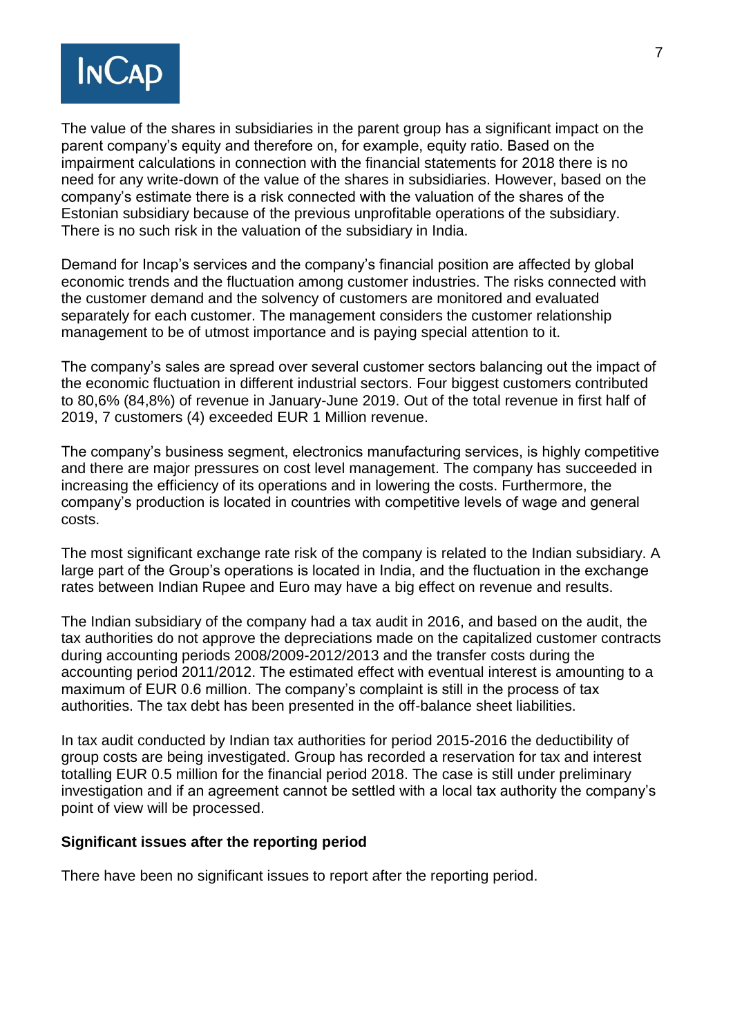The value of the shares in subsidiaries in the parent group has a significant impact on the parent company's equity and therefore on, for example, equity ratio. Based on the impairment calculations in connection with the financial statements for 2018 there is no need for any write-down of the value of the shares in subsidiaries. However, based on the company's estimate there is a risk connected with the valuation of the shares of the Estonian subsidiary because of the previous unprofitable operations of the subsidiary. There is no such risk in the valuation of the subsidiary in India.

Demand for Incap's services and the company's financial position are affected by global economic trends and the fluctuation among customer industries. The risks connected with the customer demand and the solvency of customers are monitored and evaluated separately for each customer. The management considers the customer relationship management to be of utmost importance and is paying special attention to it.

The company's sales are spread over several customer sectors balancing out the impact of the economic fluctuation in different industrial sectors. Four biggest customers contributed to 80,6% (84,8%) of revenue in January-June 2019. Out of the total revenue in first half of 2019, 7 customers (4) exceeded EUR 1 Million revenue.

The company's business segment, electronics manufacturing services, is highly competitive and there are major pressures on cost level management. The company has succeeded in increasing the efficiency of its operations and in lowering the costs. Furthermore, the company's production is located in countries with competitive levels of wage and general costs.

The most significant exchange rate risk of the company is related to the Indian subsidiary. A large part of the Group's operations is located in India, and the fluctuation in the exchange rates between Indian Rupee and Euro may have a big effect on revenue and results.

The Indian subsidiary of the company had a tax audit in 2016, and based on the audit, the tax authorities do not approve the depreciations made on the capitalized customer contracts during accounting periods 2008/2009-2012/2013 and the transfer costs during the accounting period 2011/2012. The estimated effect with eventual interest is amounting to a maximum of EUR 0.6 million. The company's complaint is still in the process of tax authorities. The tax debt has been presented in the off-balance sheet liabilities.

In tax audit conducted by Indian tax authorities for period 2015-2016 the deductibility of group costs are being investigated. Group has recorded a reservation for tax and interest totalling EUR 0.5 million for the financial period 2018. The case is still under preliminary investigation and if an agreement cannot be settled with a local tax authority the company's point of view will be processed.

**Significant issues after the reporting period**

There have been no significant issues to report after the reporting period.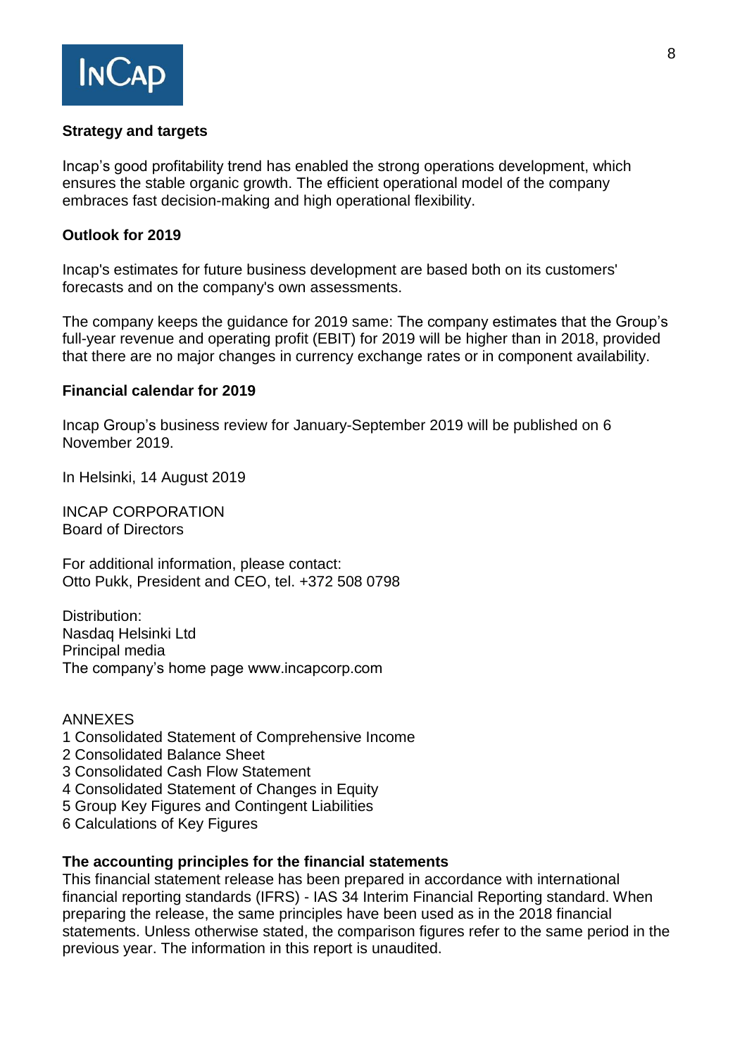**Strategy and targets**

Incap's good profitability trend has enabled the strong operations development, which ensures the stable organic growth. The efficient operational model of the company embraces fast decision-making and high operational flexibility.

**Outlook for 2019**

Incap's estimates for future business development are based both on its customers' forecasts and on the company's own assessments.

The company keeps the guidance for 2019 same: The company estimates that the Group's full-year revenue and operating profit (EBIT) for 2019 will be higher than in 2018, provided that there are no major changes in currency exchange rates or in component availability.

**Financial calendar for 2019**

Incap Group's business review for January-September 2019 will be published on 6 November 2019.

In Helsinki, 14 August 2019

INCAP CORPORATION
Board of Directors

For additional information, please contact:
Otto Pukk, President and CEO, tel. +372 508 0798

Distribution:
Nasdaq Helsinki Ltd
Principal media
The company's home page www.incapcorp.com

ANNEXES
1 Consolidated Statement of Comprehensive Income
2 Consolidated Balance Sheet
3 Consolidated Cash Flow Statement
4 Consolidated Statement of Changes in Equity
5 Group Key Figures and Contingent Liabilities
6 Calculations of Key Figures

**The accounting principles for the financial statements**
This financial statement release has been prepared in accordance with international financial reporting standards (IFRS) - IAS 34 Interim Financial Reporting standard. When preparing the release, the same principles have been used as in the 2018 financial statements. Unless otherwise stated, the comparison figures refer to the same period in the previous year. The information in this report is unaudited.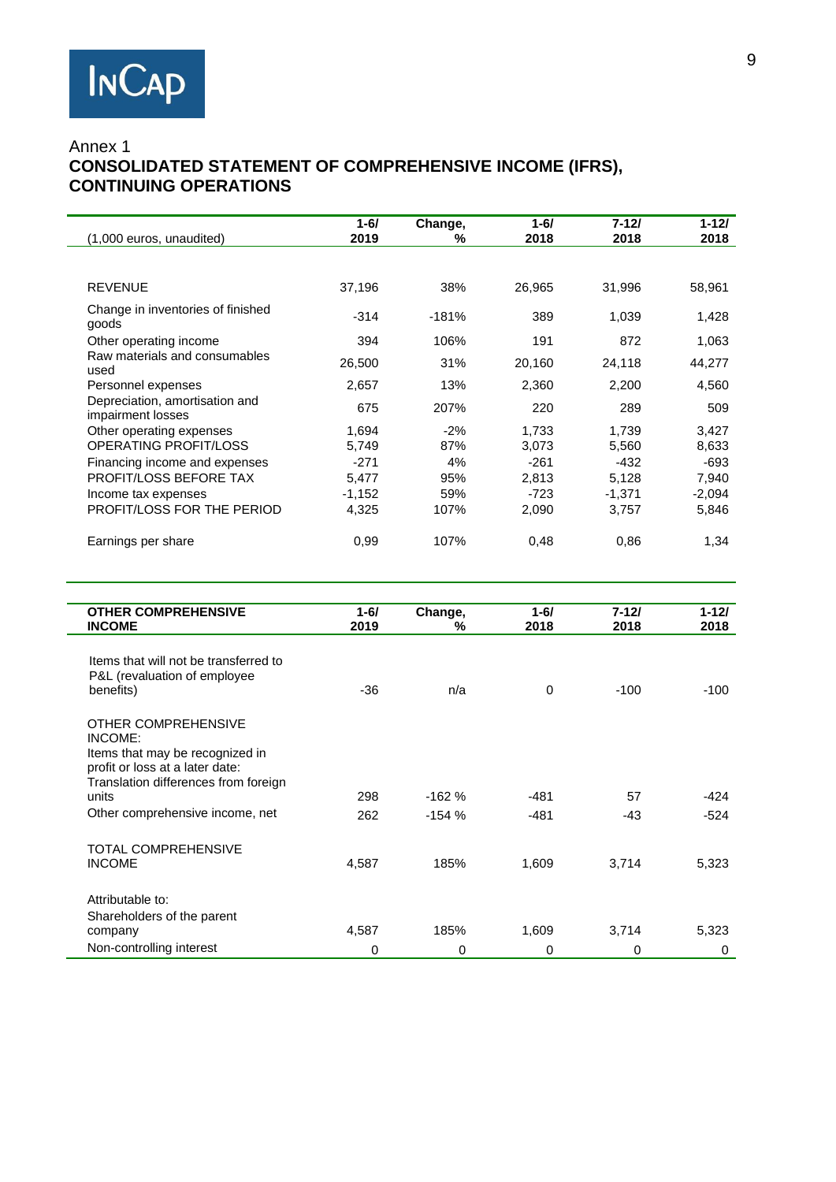Annex 1

## CONSOLIDATED STATEMENT OF COMPREHENSIVE INCOME (IFRS), CONTINUING OPERATIONS

| (1,000 euros, unaudited) | 1-6/ 2019 | Change, % | 1-6/ 2018 | 7-12/ 2018 | 1-12/ 2018 |
|---|---|---|---|---|---|
| REVENUE | 37,196 | 38% | 26,965 | 31,996 | 58,961 |
| Change in inventories of finished goods | -314 | -181% | 389 | 1,039 | 1,428 |
| Other operating income | 394 | 106% | 191 | 872 | 1,063 |
| Raw materials and consumables used | 26,500 | 31% | 20,160 | 24,118 | 44,277 |
| Personnel expenses | 2,657 | 13% | 2,360 | 2,200 | 4,560 |
| Depreciation, amortisation and impairment losses | 675 | 207% | 220 | 289 | 509 |
| Other operating expenses | 1,694 | -2% | 1,733 | 1,739 | 3,427 |
| OPERATING PROFIT/LOSS | 5,749 | 87% | 3,073 | 5,560 | 8,633 |
| Financing income and expenses | -271 | 4% | -261 | -432 | -693 |
| PROFIT/LOSS BEFORE TAX | 5,477 | 95% | 2,813 | 5,128 | 7,940 |
| Income tax expenses | -1,152 | 59% | -723 | -1,371 | -2,094 |
| PROFIT/LOSS FOR THE PERIOD | 4,325 | 107% | 2,090 | 3,757 | 5,846 |
| Earnings per share | 0,99 | 107% | 0,48 | 0,86 | 1,34 |

| OTHER COMPREHENSIVE INCOME | 1-6/ 2019 | Change, % | 1-6/ 2018 | 7-12/ 2018 | 1-12/ 2018 |
|---|---|---|---|---|---|
| Items that will not be transferred to P&L (revaluation of employee benefits) | -36 | n/a | 0 | -100 | -100 |
| OTHER COMPREHENSIVE INCOME: Items that may be recognized in profit or loss at a later date: Translation differences from foreign units | 298 | -162 % | -481 | 57 | -424 |
| Other comprehensive income, net | 262 | -154 % | -481 | -43 | -524 |
| TOTAL COMPREHENSIVE INCOME | 4,587 | 185% | 1,609 | 3,714 | 5,323 |
| Attributable to: | | | | | |
| Shareholders of the parent company | 4,587 | 185% | 1,609 | 3,714 | 5,323 |
| Non-controlling interest | 0 | 0 | 0 | 0 | 0 |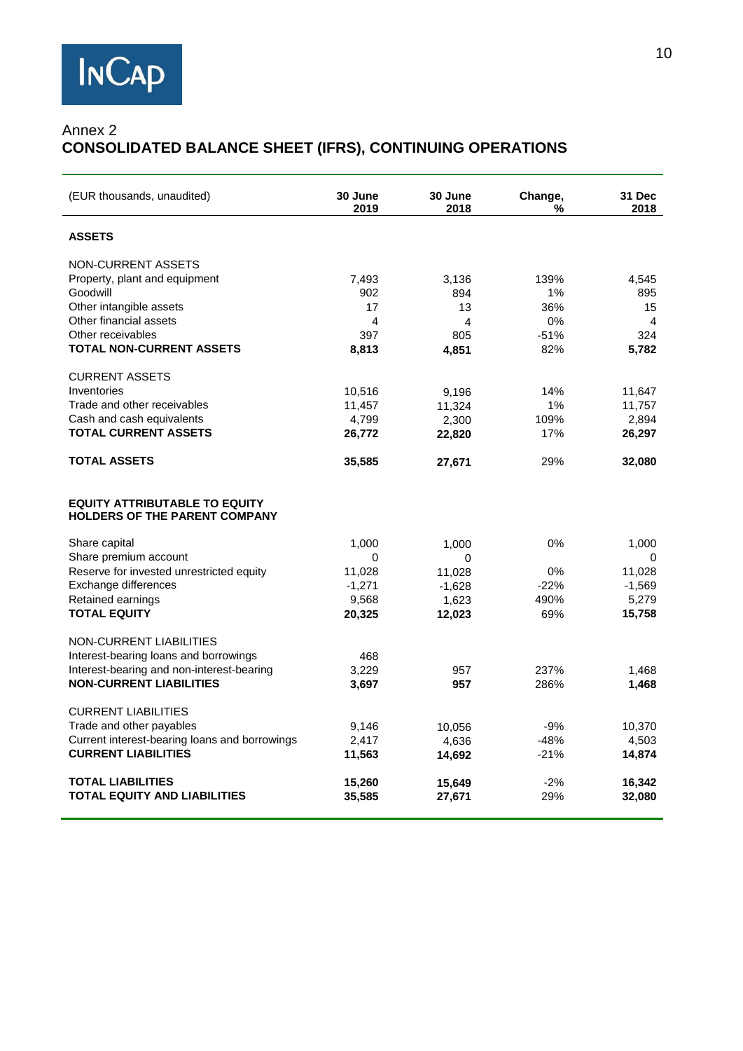Annex 2

## CONSOLIDATED BALANCE SHEET (IFRS), CONTINUING OPERATIONS

| (EUR thousands, unaudited) | 30 June 2019 | 30 June 2018 | Change, % | 31 Dec 2018 |
|---|---|---|---|---|
| **ASSETS** | | | | |
| NON-CURRENT ASSETS | | | | |
| Property, plant and equipment | 7,493 | 3,136 | 139% | 4,545 |
| Goodwill | 902 | 894 | 1% | 895 |
| Other intangible assets | 17 | 13 | 36% | 15 |
| Other financial assets | 4 | 4 | 0% | 4 |
| Other receivables | 397 | 805 | -51% | 324 |
| **TOTAL NON-CURRENT ASSETS** | **8,813** | **4,851** | 82% | **5,782** |
| CURRENT ASSETS | | | | |
| Inventories | 10,516 | 9,196 | 14% | 11,647 |
| Trade and other receivables | 11,457 | 11,324 | 1% | 11,757 |
| Cash and cash equivalents | 4,799 | 2,300 | 109% | 2,894 |
| **TOTAL CURRENT ASSETS** | **26,772** | **22,820** | 17% | **26,297** |
| **TOTAL ASSETS** | **35,585** | **27,671** | 29% | **32,080** |
| **EQUITY ATTRIBUTABLE TO EQUITY HOLDERS OF THE PARENT COMPANY** | | | | |
| Share capital | 1,000 | 1,000 | 0% | 1,000 |
| Share premium account | 0 | 0 | | 0 |
| Reserve for invested unrestricted equity | 11,028 | 11,028 | 0% | 11,028 |
| Exchange differences | -1,271 | -1,628 | -22% | -1,569 |
| Retained earnings | 9,568 | 1,623 | 490% | 5,279 |
| **TOTAL EQUITY** | **20,325** | **12,023** | 69% | **15,758** |
| NON-CURRENT LIABILITIES | | | | |
| Interest-bearing loans and borrowings | 468 | | | |
| Interest-bearing and non-interest-bearing | 3,229 | 957 | 237% | 1,468 |
| **NON-CURRENT LIABILITIES** | **3,697** | **957** | 286% | **1,468** |
| CURRENT LIABILITIES | | | | |
| Trade and other payables | 9,146 | 10,056 | -9% | 10,370 |
| Current interest-bearing loans and borrowings | 2,417 | 4,636 | -48% | 4,503 |
| **CURRENT LIABILITIES** | **11,563** | **14,692** | -21% | **14,874** |
| **TOTAL LIABILITIES** | **15,260** | **15,649** | -2% | **16,342** |
| **TOTAL EQUITY AND LIABILITIES** | **35,585** | **27,671** | 29% | **32,080** |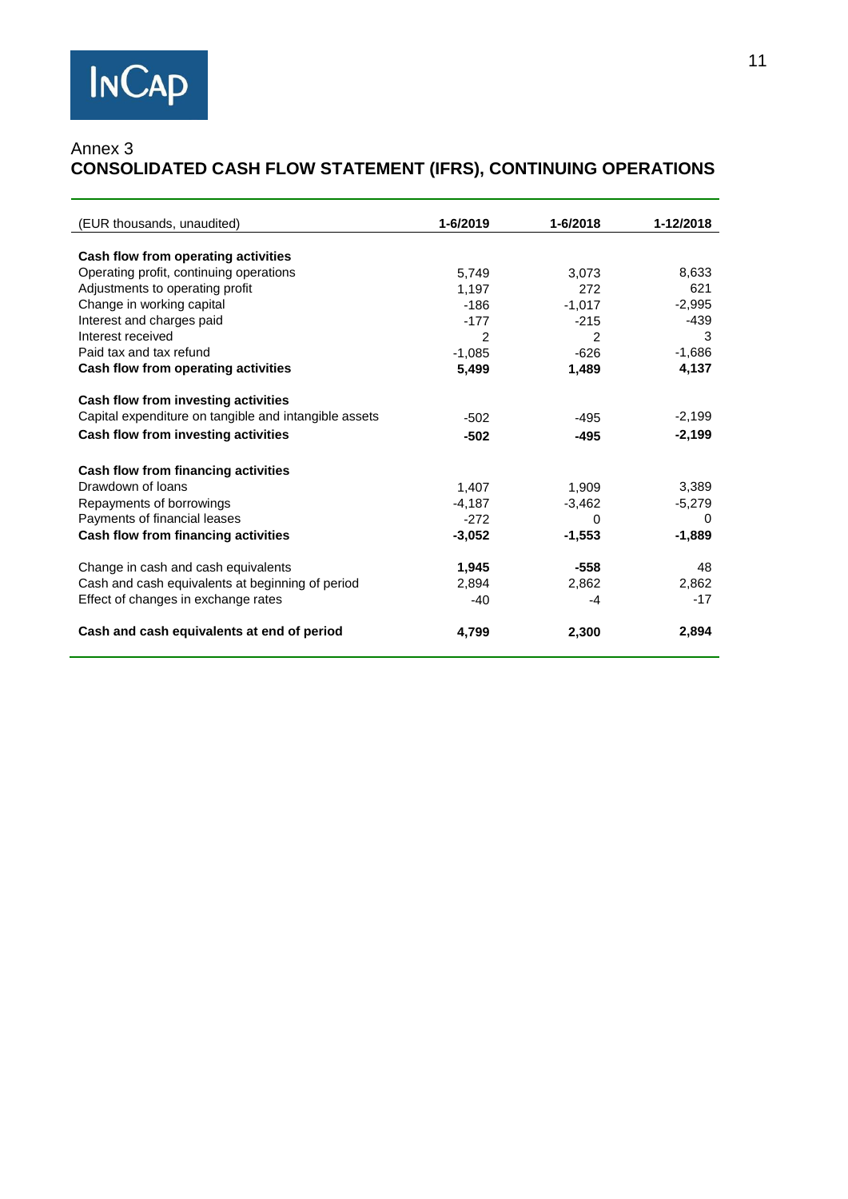Annex 3

## CONSOLIDATED CASH FLOW STATEMENT (IFRS), CONTINUING OPERATIONS

| (EUR thousands, unaudited) | 1-6/2019 | 1-6/2018 | 1-12/2018 |
|---|---|---|---|
| **Cash flow from operating activities** | | | |
| Operating profit, continuing operations | 5,749 | 3,073 | 8,633 |
| Adjustments to operating profit | 1,197 | 272 | 621 |
| Change in working capital | -186 | -1,017 | -2,995 |
| Interest and charges paid | -177 | -215 | -439 |
| Interest received | 2 | 2 | 3 |
| Paid tax and tax refund | -1,085 | -626 | -1,686 |
| **Cash flow from operating activities** | **5,499** | **1,489** | **4,137** |
| **Cash flow from investing activities** | | | |
| Capital expenditure on tangible and intangible assets | -502 | -495 | -2,199 |
| **Cash flow from investing activities** | **-502** | **-495** | **-2,199** |
| **Cash flow from financing activities** | | | |
| Drawdown of loans | 1,407 | 1,909 | 3,389 |
| Repayments of borrowings | -4,187 | -3,462 | -5,279 |
| Payments of financial leases | -272 | 0 | 0 |
| **Cash flow from financing activities** | **-3,052** | **-1,553** | **-1,889** |
| Change in cash and cash equivalents | **1,945** | **-558** | 48 |
| Cash and cash equivalents at beginning of period | 2,862 | 2,862 | 2,862 |
| Effect of changes in exchange rates | -40 | -4 | -17 |
| **Cash and cash equivalents at end of period** | **4,799** | **2,300** | **2,894** |

Annex 3

## CONSOLIDATED CASH FLOW STATEMENT (IFRS), CONTINUING OPERATIONS

| (EUR thousands, unaudited) | 1-6/2019 | 1-6/2018 | 1-12/2018 |
|---|---|---|---|
| **Cash flow from operating activities** | | | |
| Operating profit, continuing operations | 5,749 | 3,073 | 8,633 |
| Adjustments to operating profit | 1,197 | 272 | 621 |
| Change in working capital | -186 | -1,017 | -2,995 |
| Interest and charges paid | -177 | -215 | -439 |
| Interest received | 2 | 2 | 3 |
| Paid tax and tax refund | -1,085 | -626 | -1,686 |
| **Cash flow from operating activities** | **5,499** | **1,489** | **4,137** |
| **Cash flow from investing activities** | | | |
| Capital expenditure on tangible and intangible assets | -502 | -495 | -2,199 |
| **Cash flow from investing activities** | **-502** | **-495** | **-2,199** |
| **Cash flow from financing activities** | | | |
| Drawdown of loans | 1,407 | 1,909 | 3,389 |
| Repayments of borrowings | -4,187 | -3,462 | -5,279 |
| Payments of financial leases | -272 | 0 | 0 |
| **Cash flow from financing activities** | **-3,052** | **-1,553** | **-1,889** |
| Change in cash and cash equivalents | **1,945** | **-558** | 48 |
| Cash and cash equivalents at beginning of period | 2,894 | 2,862 | 2,862 |
| Effect of changes in exchange rates | -40 | -4 | -17 |
| **Cash and cash equivalents at end of period** | **4,799** | **2,300** | **2,894** |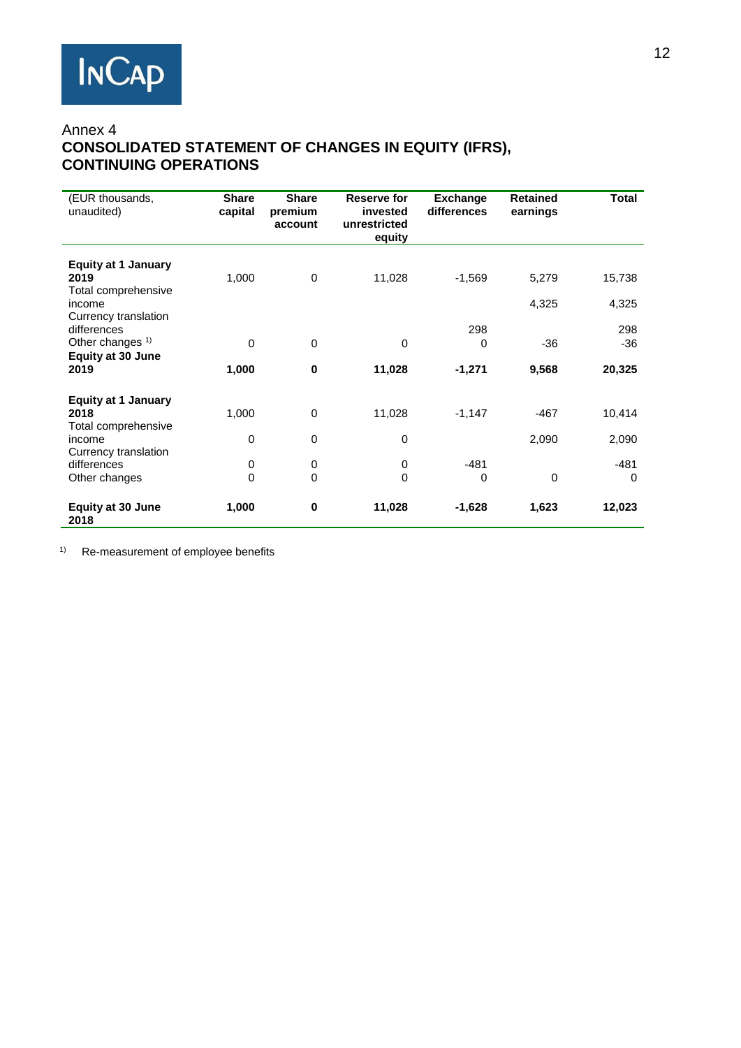Annex 4

## CONSOLIDATED STATEMENT OF CHANGES IN EQUITY (IFRS), CONTINUING OPERATIONS

| (EUR thousands, unaudited) | Share capital | Share premium account | Reserve for invested unrestricted equity | Exchange differences | Retained earnings | Total |
|---|---|---|---|---|---|---|
| **Equity at 1 January 2019** | 1,000 | 0 | 11,028 | -1,569 | 5,279 | 15,738 |
| Total comprehensive income | | | | | 4,325 | 4,325 |
| Currency translation differences | | | | 298 | | 298 |
| Other changes [1] | 0 | 0 | 0 | 0 | -36 | -36 |
| **Equity at 30 June 2019** | **1,000** | **0** | **11,028** | **-1,271** | **9,568** | **20,325** |
| | | | | | | |
| **Equity at 1 January 2018** | 1,000 | 0 | 11,028 | -1,147 | -467 | 10,414 |
| Total comprehensive income | 0 | 0 | 0 | | 2,090 | 2,090 |
| Currency translation differences | 0 | 0 | 0 | -481 | | -481 |
| Other changes | 0 | 0 | 0 | 0 | 0 | 0 |
| **Equity at 30 June 2018** | **1,000** | **0** | **11,028** | **-1,628** | **1,623** | **12,023** |

[1] Re-measurement of employee benefits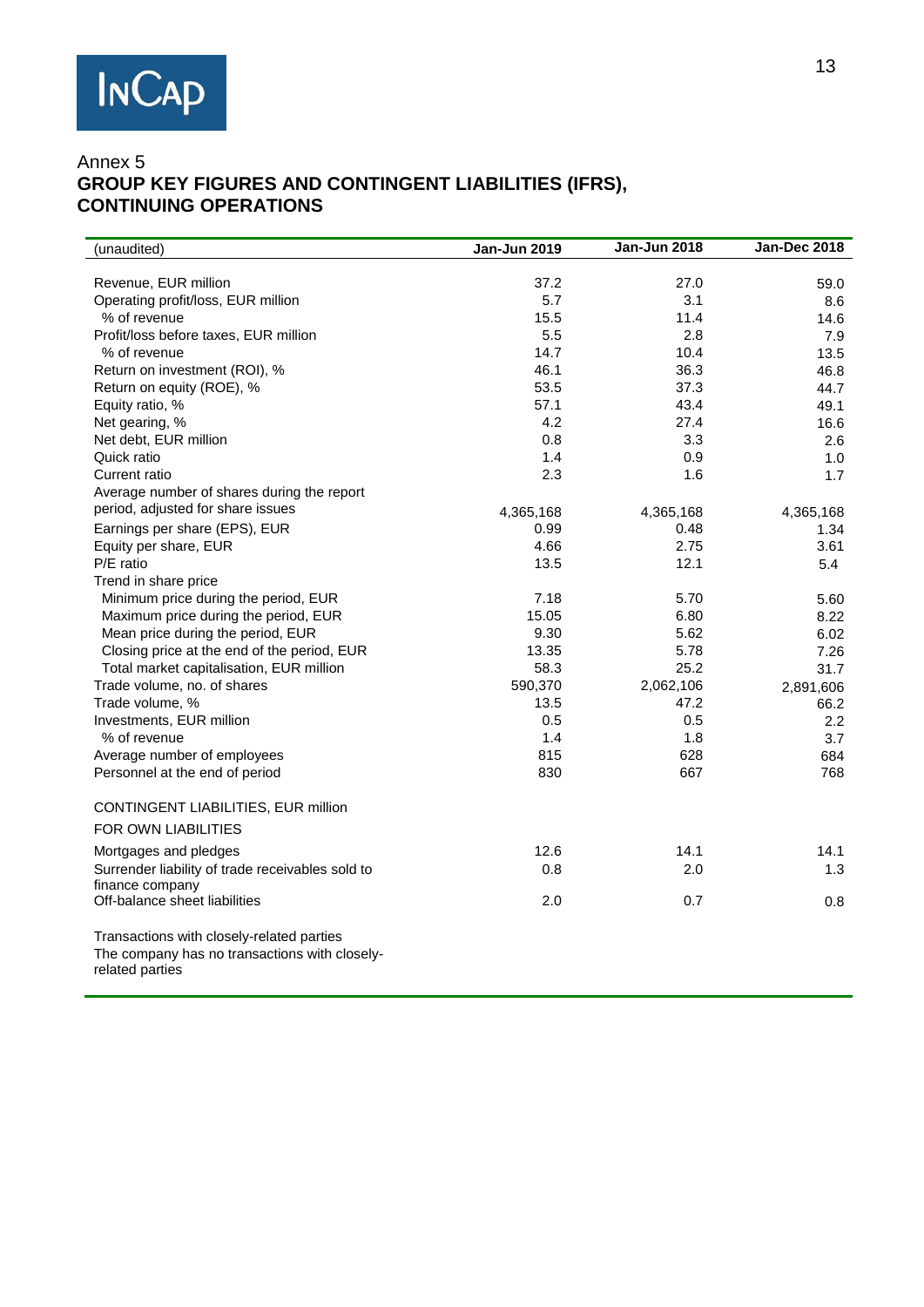Annex 5

## GROUP KEY FIGURES AND CONTINGENT LIABILITIES (IFRS), CONTINUING OPERATIONS

| (unaudited) | Jan-Jun 2019 | Jan-Jun 2018 | Jan-Dec 2018 |
|---|---|---|---|
| Revenue, EUR million | 37.2 | 27.0 | 59.0 |
| Operating profit/loss, EUR million | 5.7 | 3.1 | 8.6 |
| % of revenue | 15.5 | 11.4 | 14.6 |
| Profit/loss before taxes, EUR million | 5.5 | 2.8 | 7.9 |
| % of revenue | 14.7 | 10.4 | 13.5 |
| Return on investment (ROI), % | 46.1 | 36.3 | 46.8 |
| Return on equity (ROE), % | 53.5 | 37.3 | 44.7 |
| Equity ratio, % | 57.1 | 43.4 | 49.1 |
| Net gearing, % | 4.2 | 27.4 | 16.6 |
| Net debt, EUR million | 0.8 | 3.3 | 2.6 |
| Quick ratio | 1.4 | 0.9 | 1.0 |
| Current ratio | 2.3 | 1.6 | 1.7 |
| Average number of shares during the report period, adjusted for share issues | 4,365,168 | 4,365,168 | 4,365,168 |
| Earnings per share (EPS), EUR | 0.99 | 0.48 | 1.34 |
| Equity per share, EUR | 4.66 | 2.75 | 3.61 |
| P/E ratio | 13.5 | 12.1 | 5.4 |
| Trend in share price | | | |
| Minimum price during the period, EUR | 7.18 | 5.70 | 5.60 |
| Maximum price during the period, EUR | 15.05 | 6.80 | 8.22 |
| Mean price during the period, EUR | 9.30 | 5.62 | 6.02 |
| Closing price at the end of the period, EUR | 13.35 | 5.78 | 7.26 |
| Total market capitalisation, EUR million | 58.3 | 25.2 | 31.7 |
| Trade volume, no. of shares | 590,370 | 2,062,106 | 2,891,606 |
| Trade volume, % | 13.5 | 47.2 | 66.2 |
| Investments, EUR million | 0.5 | 0.5 | 2.2 |
| % of revenue | 1.4 | 1.8 | 3.7 |
| Average number of employees | 815 | 628 | 684 |
| Personnel at the end of period | 830 | 667 | 768 |
| | | | |
| CONTINGENT LIABILITIES, EUR million | | | |
| FOR OWN LIABILITIES | | | |
| Mortgages and pledges | 12.6 | 14.1 | 14.1 |
| Surrender liability of trade receivables sold to finance company | 0.8 | 2.0 | 1.3 |
| Off-balance sheet liabilities | 2.0 | 0.7 | 0.8 |

Transactions with closely-related parties

The company has no transactions with closely-related parties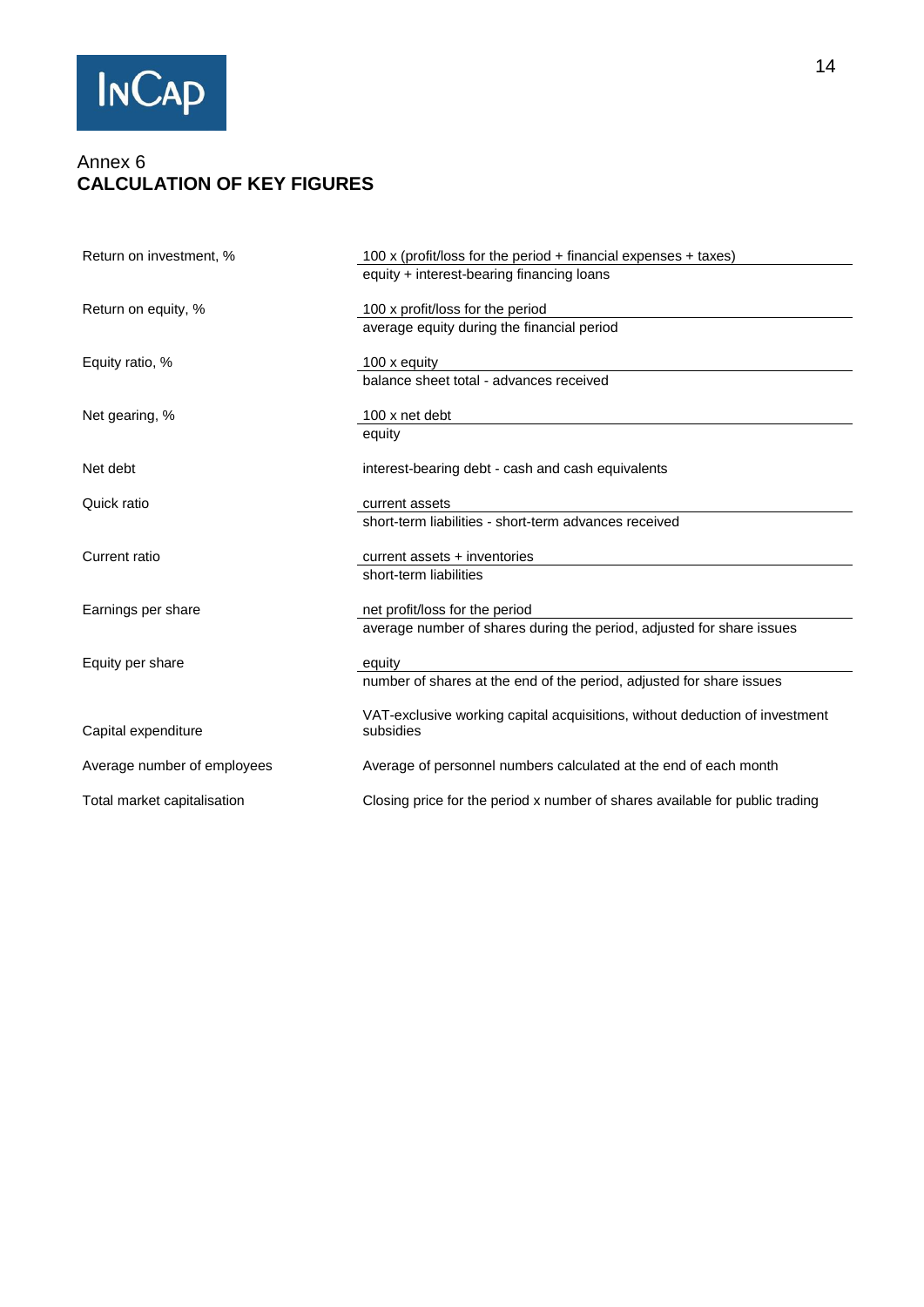Annex 6

## CALCULATION OF KEY FIGURES

| | |
|---|---|
| Return on investment, % | $\dfrac{100 \times (\text{profit/loss for the period} + \text{financial expenses} + \text{taxes})}{\text{equity} + \text{interest-bearing financing loans}}$ |
| Return on equity, % | $\dfrac{100 \times \text{profit/loss for the period}}{\text{average equity during the financial period}}$ |
| Equity ratio, % | $\dfrac{100 \times \text{equity}}{\text{balance sheet total} - \text{advances received}}$ |
| Net gearing, % | $\dfrac{100 \times \text{net debt}}{\text{equity}}$ |
| Net debt | interest-bearing debt - cash and cash equivalents |
| Quick ratio | $\dfrac{\text{current assets}}{\text{short-term liabilities} - \text{short-term advances received}}$ |
| Current ratio | $\dfrac{\text{current assets} + \text{inventories}}{\text{short-term liabilities}}$ |
| Earnings per share | $\dfrac{\text{net profit/loss for the period}}{\text{average number of shares during the period, adjusted for share issues}}$ |
| Equity per share | $\dfrac{\text{equity}}{\text{number of shares at the end of the period, adjusted for share issues}}$ |
| Capital expenditure | VAT-exclusive working capital acquisitions, without deduction of investment subsidies |
| Average number of employees | Average of personnel numbers calculated at the end of each month |
| Total market capitalisation | Closing price for the period x number of shares available for public trading |